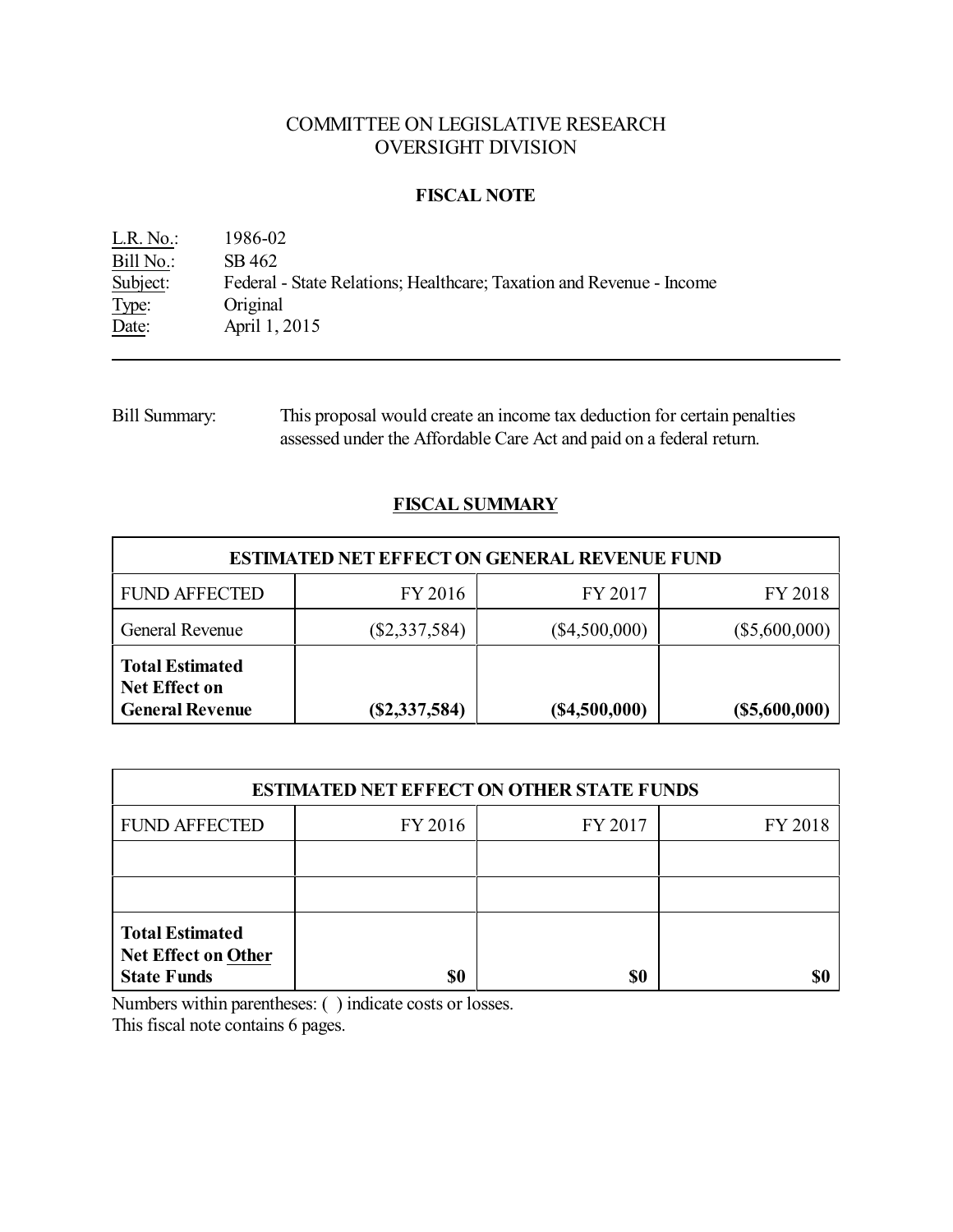COMMITTEE ON LEGISLATIVE RESEARCH
OVERSIGHT DIVISION

**FISCAL NOTE**

L.R. No.: 1986-02
Bill No.: SB 462
Subject: Federal - State Relations; Healthcare; Taxation and Revenue - Income
Type: Original
Date: April 1, 2015

---

Bill Summary: This proposal would create an income tax deduction for certain penalties assessed under the Affordable Care Act and paid on a federal return.

## FISCAL SUMMARY

| ESTIMATED NET EFFECT ON GENERAL REVENUE FUND | | | |
|---|---|---|---|
| FUND AFFECTED | FY 2016 | FY 2017 | FY 2018 |
| General Revenue | ($2,337,584) | ($4,500,000) | ($5,600,000) |
| **Total Estimated Net Effect on General Revenue** | **($2,337,584)** | **($4,500,000)** | **($5,600,000)** |

| ESTIMATED NET EFFECT ON OTHER STATE FUNDS | | | |
|---|---|---|---|
| FUND AFFECTED | FY 2016 | FY 2017 | FY 2018 |
| | | | |
| | | | |
| **Total Estimated Net Effect on Other State Funds** | **$0** | **$0** | **$0** |

Numbers within parentheses: ( ) indicate costs or losses.
This fiscal note contains 6 pages.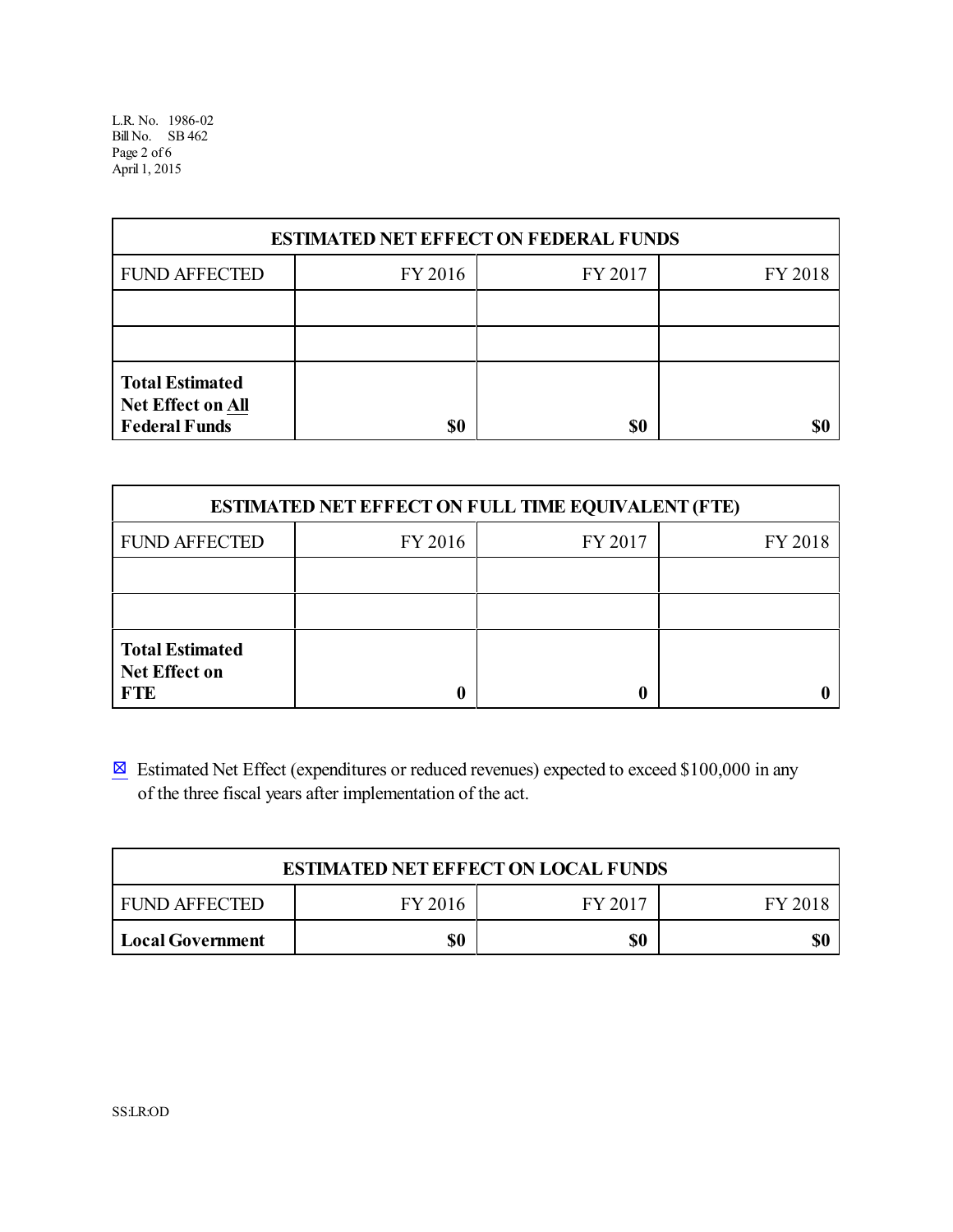| ESTIMATED NET EFFECT ON FEDERAL FUNDS | | | |
|---|---|---|---|
| FUND AFFECTED | FY 2016 | FY 2017 | FY 2018 |
| | | | |
| | | | |
| **Total Estimated Net Effect on All Federal Funds** | **$0** | **$0** | **$0** |

| ESTIMATED NET EFFECT ON FULL TIME EQUIVALENT (FTE) | | | |
|---|---|---|---|
| FUND AFFECTED | FY 2016 | FY 2017 | FY 2018 |
| | | | |
| | | | |
| **Total Estimated Net Effect on FTE** | **0** | **0** | **0** |

☒ Estimated Net Effect (expenditures or reduced revenues) expected to exceed $100,000 in any of the three fiscal years after implementation of the act.

| ESTIMATED NET EFFECT ON LOCAL FUNDS | | | |
|---|---|---|---|
| FUND AFFECTED | FY 2016 | FY 2017 | FY 2018 |
| **Local Government** | **$0** | **$0** | **$0** |

SS:LR:OD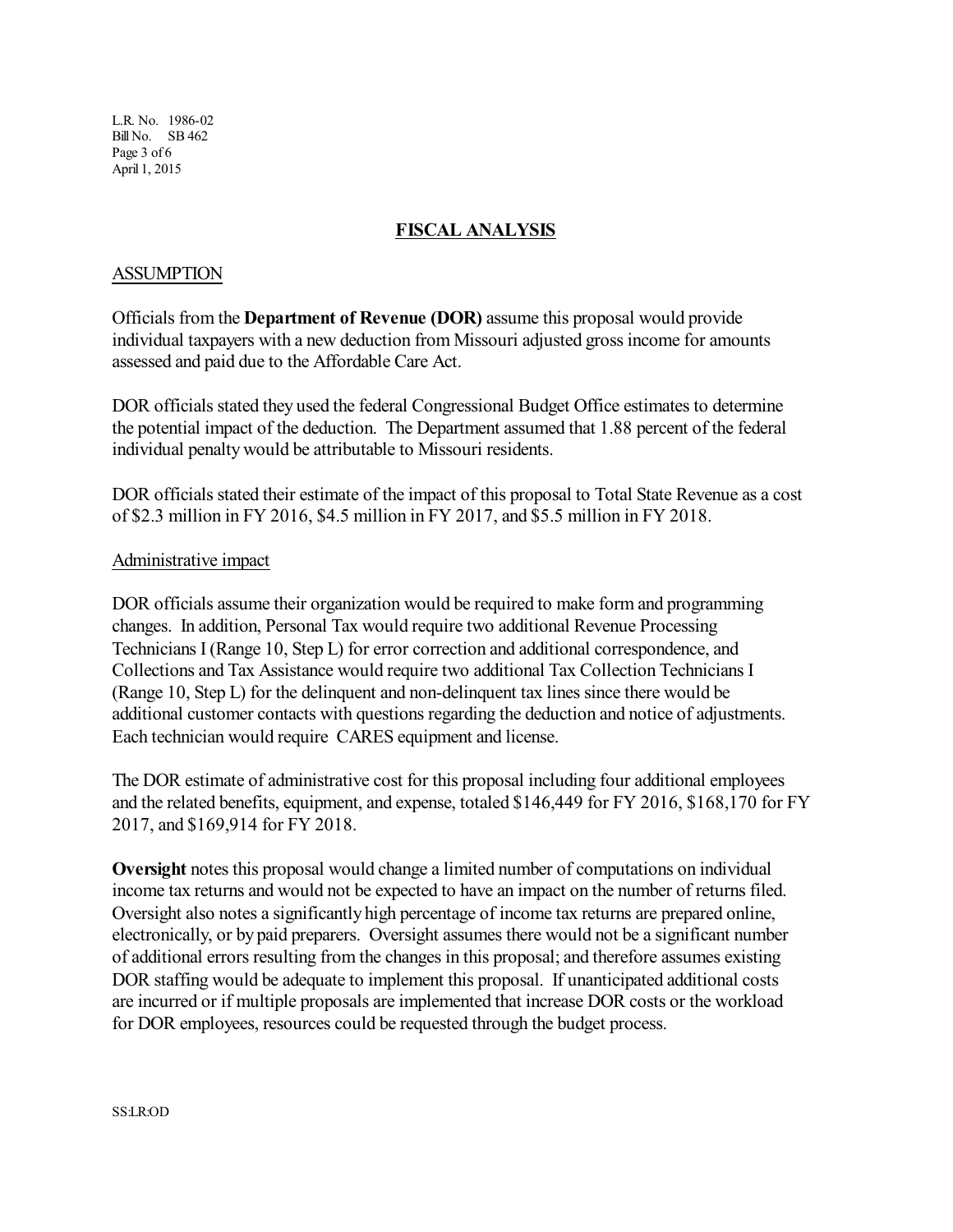## FISCAL ANALYSIS

### ASSUMPTION

Officials from the **Department of Revenue (DOR)** assume this proposal would provide individual taxpayers with a new deduction from Missouri adjusted gross income for amounts assessed and paid due to the Affordable Care Act.

DOR officials stated they used the federal Congressional Budget Office estimates to determine the potential impact of the deduction. The Department assumed that 1.88 percent of the federal individual penalty would be attributable to Missouri residents.

DOR officials stated their estimate of the impact of this proposal to Total State Revenue as a cost of $2.3 million in FY 2016, $4.5 million in FY 2017, and $5.5 million in FY 2018.

Administrative impact

DOR officials assume their organization would be required to make form and programming changes. In addition, Personal Tax would require two additional Revenue Processing Technicians I (Range 10, Step L) for error correction and additional correspondence, and Collections and Tax Assistance would require two additional Tax Collection Technicians I (Range 10, Step L) for the delinquent and non-delinquent tax lines since there would be additional customer contacts with questions regarding the deduction and notice of adjustments. Each technician would require CARES equipment and license.

The DOR estimate of administrative cost for this proposal including four additional employees and the related benefits, equipment, and expense, totaled $146,449 for FY 2016, $168,170 for FY 2017, and $169,914 for FY 2018.

**Oversight** notes this proposal would change a limited number of computations on individual income tax returns and would not be expected to have an impact on the number of returns filed. Oversight also notes a significantly high percentage of income tax returns are prepared online, electronically, or by paid preparers. Oversight assumes there would not be a significant number of additional errors resulting from the changes in this proposal; and therefore assumes existing DOR staffing would be adequate to implement this proposal. If unanticipated additional costs are incurred or if multiple proposals are implemented that increase DOR costs or the workload for DOR employees, resources could be requested through the budget process.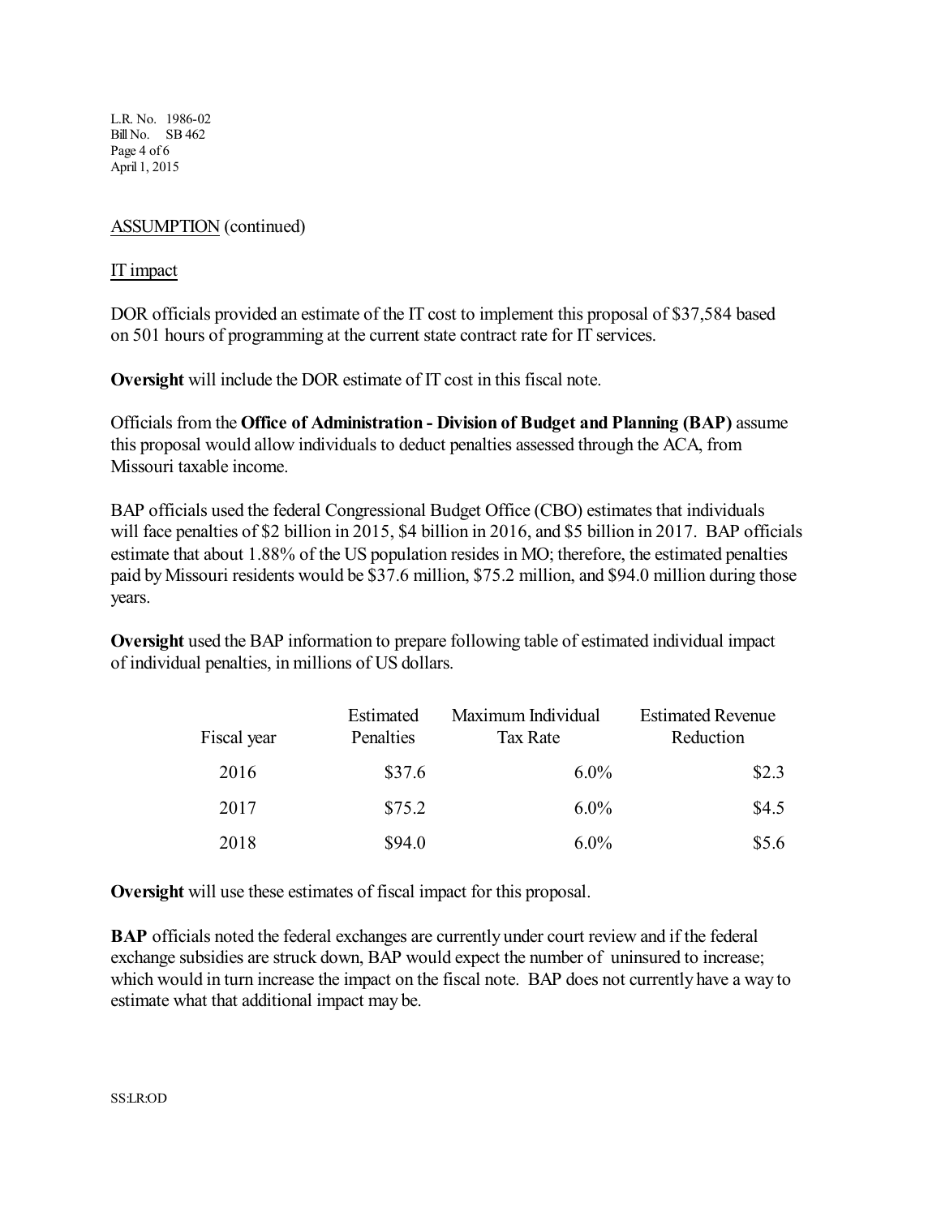ASSUMPTION (continued)

IT impact

DOR officials provided an estimate of the IT cost to implement this proposal of $37,584 based on 501 hours of programming at the current state contract rate for IT services.

**Oversight** will include the DOR estimate of IT cost in this fiscal note.

Officials from the **Office of Administration - Division of Budget and Planning (BAP)** assume this proposal would allow individuals to deduct penalties assessed through the ACA, from Missouri taxable income.

BAP officials used the federal Congressional Budget Office (CBO) estimates that individuals will face penalties of $2 billion in 2015, $4 billion in 2016, and $5 billion in 2017. BAP officials estimate that about 1.88% of the US population resides in MO; therefore, the estimated penalties paid by Missouri residents would be $37.6 million, $75.2 million, and $94.0 million during those years.

**Oversight** used the BAP information to prepare following table of estimated individual impact of individual penalties, in millions of US dollars.

| Fiscal year | Estimated Penalties | Maximum Individual Tax Rate | Estimated Revenue Reduction |
|---|---|---|---|
| 2016 | $37.6 | 6.0% | $2.3 |
| 2017 | $75.2 | 6.0% | $4.5 |
| 2018 | $94.0 | 6.0% | $5.6 |

**Oversight** will use these estimates of fiscal impact for this proposal.

**BAP** officials noted the federal exchanges are currently under court review and if the federal exchange subsidies are struck down, BAP would expect the number of uninsured to increase; which would in turn increase the impact on the fiscal note. BAP does not currently have a way to estimate what that additional impact may be.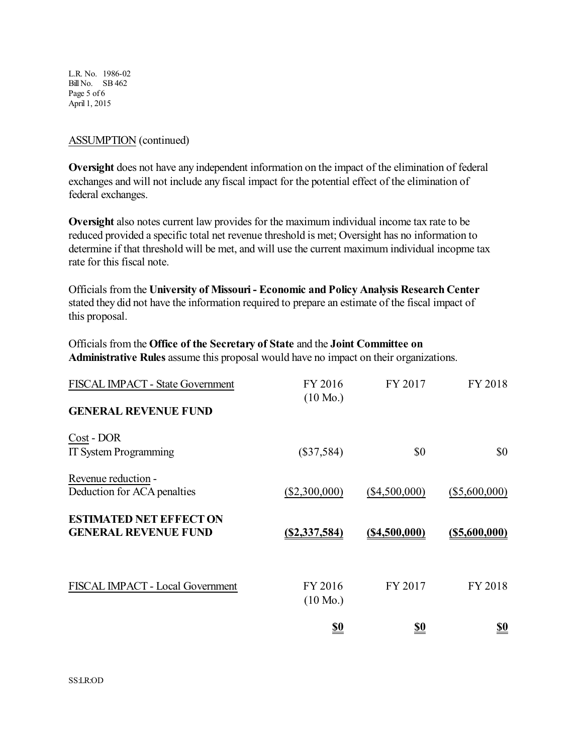ASSUMPTION (continued)

**Oversight** does not have any independent information on the impact of the elimination of federal exchanges and will not include any fiscal impact for the potential effect of the elimination of federal exchanges.

**Oversight** also notes current law provides for the maximum individual income tax rate to be reduced provided a specific total net revenue threshold is met; Oversight has no information to determine if that threshold will be met, and will use the current maximum individual incopme tax rate for this fiscal note.

Officials from the **University of Missouri - Economic and Policy Analysis Research Center** stated they did not have the information required to prepare an estimate of the fiscal impact of this proposal.

Officials from the **Office of the Secretary of State** and the **Joint Committee on Administrative Rules** assume this proposal would have no impact on their organizations.

| FISCAL IMPACT - State Government | FY 2016 (10 Mo.) | FY 2017 | FY 2018 |
|---|---|---|---|
| **GENERAL REVENUE FUND** | | | |
| Cost - DOR<br>IT System Programming | ($37,584) | $0 | $0 |
| Revenue reduction -<br>Deduction for ACA penalties | ($2,300,000) | ($4,500,000) | ($5,600,000) |
| **ESTIMATED NET EFFECT ON GENERAL REVENUE FUND** | **($2,337,584)** | **($4,500,000)** | **($5,600,000)** |

| FISCAL IMPACT - Local Government | FY 2016 (10 Mo.) | FY 2017 | FY 2018 |
|---|---|---|---|
| | **$0** | **$0** | **$0** |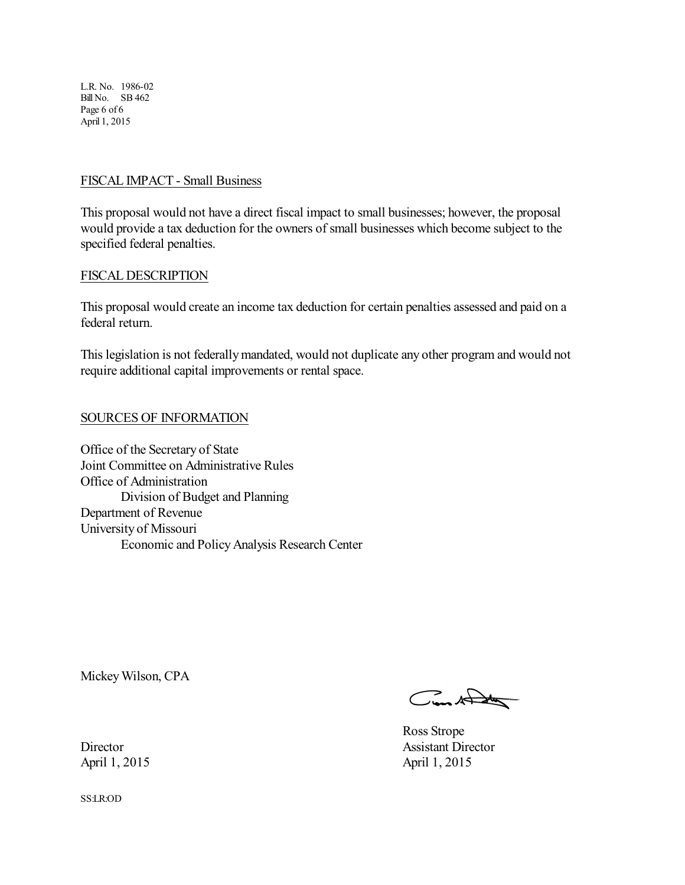## FISCAL IMPACT - Small Business

This proposal would not have a direct fiscal impact to small businesses; however, the proposal would provide a tax deduction for the owners of small businesses which become subject to the specified federal penalties.

## FISCAL DESCRIPTION

This proposal would create an income tax deduction for certain penalties assessed and paid on a federal return.

This legislation is not federally mandated, would not duplicate any other program and would not require additional capital improvements or rental space.

## SOURCES OF INFORMATION

Office of the Secretary of State
Joint Committee on Administrative Rules
Office of Administration
    Division of Budget and Planning
Department of Revenue
University of Missouri
    Economic and Policy Analysis Research Center

Mickey Wilson, CPA
Director
April 1, 2015

Ross Strope
Assistant Director
April 1, 2015

SS:LR:OD